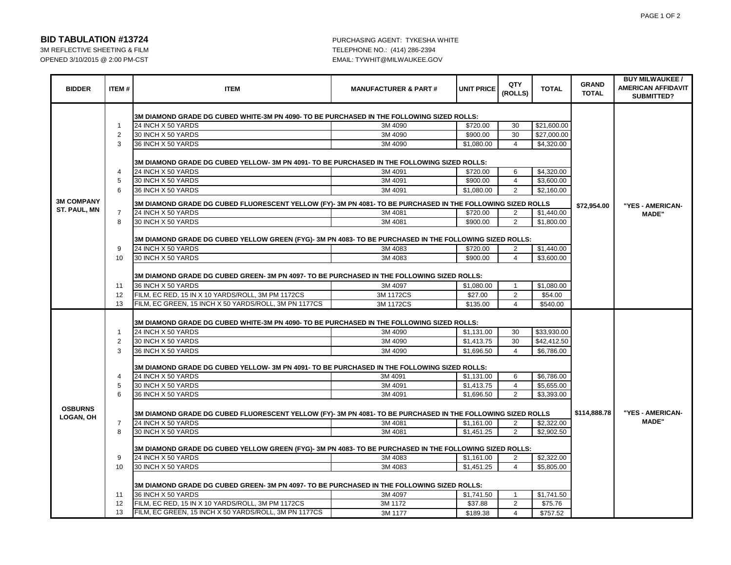## BID TABULATION #13724

3M REFLECTIVE SHEETING & FILM
OPENED 3/10/2015 @ 2:00 PM-CST

PURCHASING AGENT: TYKESHA WHITE
TELEPHONE NO.: (414) 286-2394
EMAIL: TYWHIT@MILWAUKEE.GOV

| BIDDER | ITEM # | ITEM | MANUFACTURER & PART # | UNIT PRICE | QTY (ROLLS) | TOTAL | GRAND TOTAL | BUY MILWAUKEE / AMERICAN AFFIDAVIT SUBMITTED? |
|---|---|---|---|---|---|---|---|---|
| **3M COMPANY ST. PAUL, MN** | | **3M DIAMOND GRADE DG CUBED WHITE-3M PN 4090- TO BE PURCHASED IN THE FOLLOWING SIZED ROLLS:** | | | | | **$72,954.00** | **"YES - AMERICAN-MADE"** |
| | 1 | 24 INCH X 50 YARDS | 3M 4090 | $720.00 | 30 | $21,600.00 | | |
| | 2 | 30 INCH X 50 YARDS | 3M 4090 | $900.00 | 30 | $27,000.00 | | |
| | 3 | 36 INCH X 50 YARDS | 3M 4090 | $1,080.00 | 4 | $4,320.00 | | |
| | | **3M DIAMOND GRADE DG CUBED YELLOW- 3M PN 4091- TO BE PURCHASED IN THE FOLLOWING SIZED ROLLS:** | | | | | | |
| | 4 | 24 INCH X 50 YARDS | 3M 4091 | $720.00 | 6 | $4,320.00 | | |
| | 5 | 30 INCH X 50 YARDS | 3M 4091 | $900.00 | 4 | $3,600.00 | | |
| | 6 | 36 INCH X 50 YARDS | 3M 4091 | $1,080.00 | 2 | $2,160.00 | | |
| | | **3M DIAMOND GRADE DG CUBED FLUORESCENT YELLOW (FY)- 3M PN 4081- TO BE PURCHASED IN THE FOLLOWING SIZED ROLLS** | | | | | | |
| | 7 | 24 INCH X 50 YARDS | 3M 4081 | $720.00 | 2 | $1,440.00 | | |
| | 8 | 30 INCH X 50 YARDS | 3M 4081 | $900.00 | 2 | $1,800.00 | | |
| | | **3M DIAMOND GRADE DG CUBED YELLOW GREEN (FYG)- 3M PN 4083- TO BE PURCHASED IN THE FOLLOWING SIZED ROLLS:** | | | | | | |
| | 9 | 24 INCH X 50 YARDS | 3M 4083 | $720.00 | 2 | $1,440.00 | | |
| | 10 | 30 INCH X 50 YARDS | 3M 4083 | $900.00 | 4 | $3,600.00 | | |
| | | **3M DIAMOND GRADE DG CUBED GREEN- 3M PN 4097- TO BE PURCHASED IN THE FOLLOWING SIZED ROLLS:** | | | | | | |
| | 11 | 36 INCH X 50 YARDS | 3M 4097 | $1,080.00 | 1 | $1,080.00 | | |
| | 12 | FILM, EC RED, 15 IN X 10 YARDS/ROLL, 3M PM 1172CS | 3M 1172CS | $27.00 | 2 | $54.00 | | |
| | 13 | FILM, EC GREEN, 15 INCH X 50 YARDS/ROLL, 3M PN 1177CS | 3M 1172CS | $135.00 | 4 | $540.00 | | |
| **OSBURNS LOGAN, OH** | | **3M DIAMOND GRADE DG CUBED WHITE-3M PN 4090- TO BE PURCHASED IN THE FOLLOWING SIZED ROLLS:** | | | | | **$114,888.78** | **"YES - AMERICAN-MADE"** |
| | 1 | 24 INCH X 50 YARDS | 3M 4090 | $1,131.00 | 30 | $33,930.00 | | |
| | 2 | 30 INCH X 50 YARDS | 3M 4090 | $1,413.75 | 30 | $42,412.50 | | |
| | 3 | 36 INCH X 50 YARDS | 3M 4090 | $1,696.50 | 4 | $6,786.00 | | |
| | | **3M DIAMOND GRADE DG CUBED YELLOW- 3M PN 4091- TO BE PURCHASED IN THE FOLLOWING SIZED ROLLS:** | | | | | | |
| | 4 | 24 INCH X 50 YARDS | 3M 4091 | $1,131.00 | 6 | $6,786.00 | | |
| | 5 | 30 INCH X 50 YARDS | 3M 4091 | $1,413.75 | 4 | $5,655.00 | | |
| | 6 | 36 INCH X 50 YARDS | 3M 4091 | $1,696.50 | 2 | $3,393.00 | | |
| | | **3M DIAMOND GRADE DG CUBED FLUORESCENT YELLOW (FY)- 3M PN 4081- TO BE PURCHASED IN THE FOLLOWING SIZED ROLLS** | | | | | | |
| | 7 | 24 INCH X 50 YARDS | 3M 4081 | $1,161.00 | 2 | $2,322.00 | | |
| | 8 | 30 INCH X 50 YARDS | 3M 4081 | $1,451.25 | 2 | $2,902.50 | | |
| | | **3M DIAMOND GRADE DG CUBED YELLOW GREEN (FYG)- 3M PN 4083- TO BE PURCHASED IN THE FOLLOWING SIZED ROLLS:** | | | | | | |
| | 9 | 24 INCH X 50 YARDS | 3M 4083 | $1,161.00 | 2 | $2,322.00 | | |
| | 10 | 30 INCH X 50 YARDS | 3M 4083 | $1,451.25 | 4 | $5,805.00 | | |
| | | **3M DIAMOND GRADE DG CUBED GREEN- 3M PN 4097- TO BE PURCHASED IN THE FOLLOWING SIZED ROLLS:** | | | | | | |
| | 11 | 36 INCH X 50 YARDS | 3M 4097 | $1,741.50 | 1 | $1,741.50 | | |
| | 12 | FILM, EC RED, 15 IN X 10 YARDS/ROLL, 3M PM 1172CS | 3M 1172 | $37.88 | 2 | $75.76 | | |
| | 13 | FILM, EC GREEN, 15 INCH X 50 YARDS/ROLL, 3M PN 1177CS | 3M 1177 | $189.38 | 4 | $757.52 | | |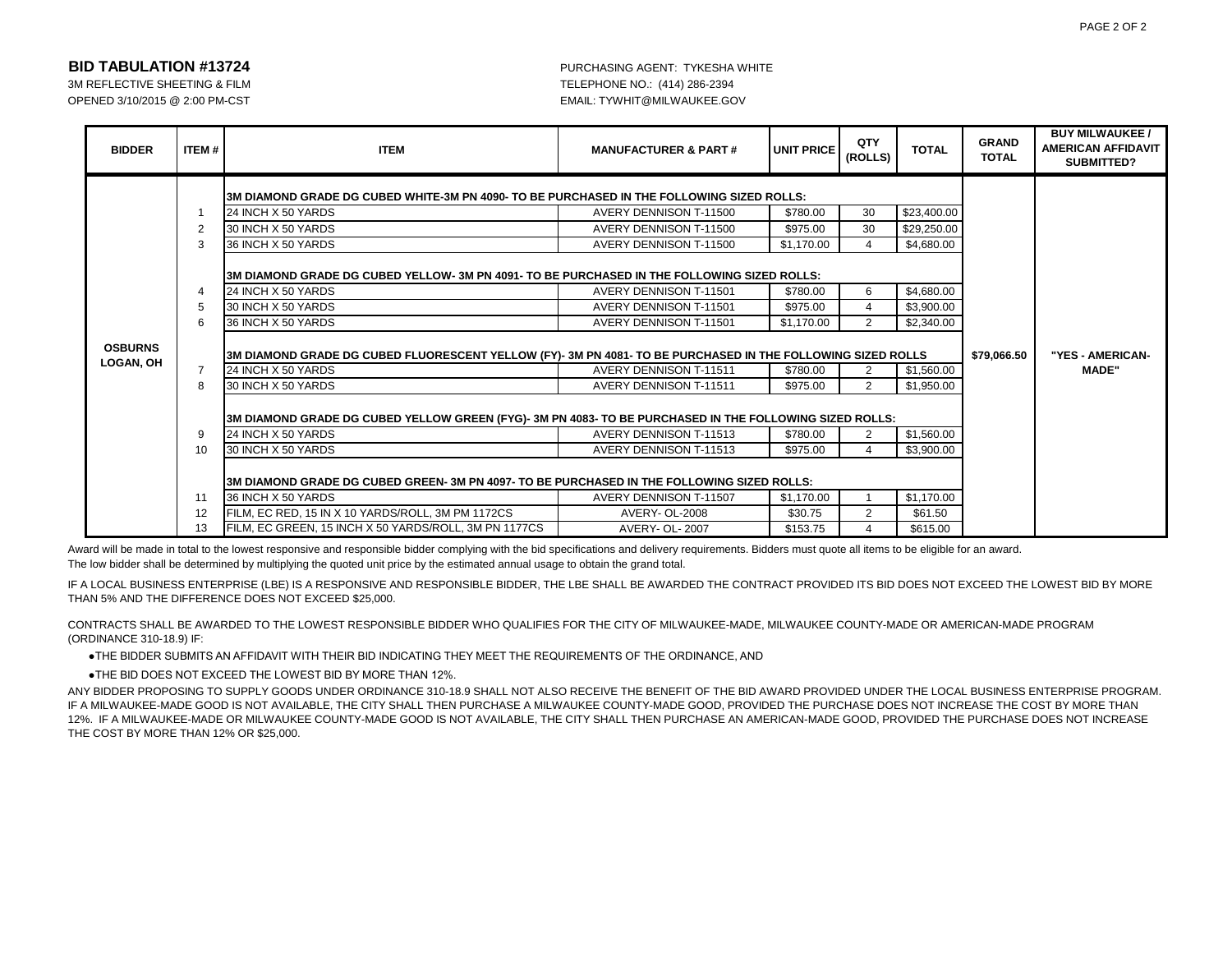**BID TABULATION #13724**
3M REFLECTIVE SHEETING & FILM
OPENED 3/10/2015 @ 2:00 PM-CST

PURCHASING AGENT: TYKESHA WHITE
TELEPHONE NO.: (414) 286-2394
EMAIL: TYWHIT@MILWAUKEE.GOV

| BIDDER | ITEM # | ITEM | MANUFACTURER & PART # | UNIT PRICE | QTY (ROLLS) | TOTAL | GRAND TOTAL | BUY MILWAUKEE / AMERICAN AFFIDAVIT SUBMITTED? |
|---|---|---|---|---|---|---|---|---|
| OSBURNS LOGAN, OH | | **3M DIAMOND GRADE DG CUBED WHITE-3M PN 4090- TO BE PURCHASED IN THE FOLLOWING SIZED ROLLS:** | | | | | $79,066.50 | "YES - AMERICAN-MADE" |
| | 1 | 24 INCH X 50 YARDS | AVERY DENNISON T-11500 | $780.00 | 30 | $23,400.00 | | |
| | 2 | 30 INCH X 50 YARDS | AVERY DENNISON T-11500 | $975.00 | 30 | $29,250.00 | | |
| | 3 | 36 INCH X 50 YARDS | AVERY DENNISON T-11500 | $1,170.00 | 4 | $4,680.00 | | |
| | | **3M DIAMOND GRADE DG CUBED YELLOW- 3M PN 4091- TO BE PURCHASED IN THE FOLLOWING SIZED ROLLS:** | | | | | | |
| | 4 | 24 INCH X 50 YARDS | AVERY DENNISON T-11501 | $780.00 | 6 | $4,680.00 | | |
| | 5 | 30 INCH X 50 YARDS | AVERY DENNISON T-11501 | $975.00 | 4 | $3,900.00 | | |
| | 6 | 36 INCH X 50 YARDS | AVERY DENNISON T-11501 | $1,170.00 | 2 | $2,340.00 | | |
| | | **3M DIAMOND GRADE DG CUBED FLUORESCENT YELLOW (FY)- 3M PN 4081- TO BE PURCHASED IN THE FOLLOWING SIZED ROLLS** | | | | | | |
| | 7 | 24 INCH X 50 YARDS | AVERY DENNISON T-11511 | $780.00 | 2 | $1,560.00 | | |
| | 8 | 30 INCH X 50 YARDS | AVERY DENNISON T-11511 | $975.00 | 2 | $1,950.00 | | |
| | | **3M DIAMOND GRADE DG CUBED YELLOW GREEN (FYG)- 3M PN 4083- TO BE PURCHASED IN THE FOLLOWING SIZED ROLLS:** | | | | | | |
| | 9 | 24 INCH X 50 YARDS | AVERY DENNISON T-11513 | $780.00 | 2 | $1,560.00 | | |
| | 10 | 30 INCH X 50 YARDS | AVERY DENNISON T-11513 | $975.00 | 4 | $3,900.00 | | |
| | | **3M DIAMOND GRADE DG CUBED GREEN- 3M PN 4097- TO BE PURCHASED IN THE FOLLOWING SIZED ROLLS:** | | | | | | |
| | 11 | 36 INCH X 50 YARDS | AVERY DENNISON T-11507 | $1,170.00 | 1 | $1,170.00 | | |
| | 12 | FILM, EC RED, 15 IN X 10 YARDS/ROLL, 3M PM 1172CS | AVERY- OL-2008 | $30.75 | 2 | $61.50 | | |
| | 13 | FILM, EC GREEN, 15 INCH X 50 YARDS/ROLL, 3M PN 1177CS | AVERY- OL- 2007 | $153.75 | 4 | $615.00 | | |

Award will be made in total to the lowest responsive and responsible bidder complying with the bid specifications and delivery requirements. Bidders must quote all items to be eligible for an award.
The low bidder shall be determined by multiplying the quoted unit price by the estimated annual usage to obtain the grand total.

IF A LOCAL BUSINESS ENTERPRISE (LBE) IS A RESPONSIVE AND RESPONSIBLE BIDDER, THE LBE SHALL BE AWARDED THE CONTRACT PROVIDED ITS BID DOES NOT EXCEED THE LOWEST BID BY MORE THAN 5% AND THE DIFFERENCE DOES NOT EXCEED $25,000.

CONTRACTS SHALL BE AWARDED TO THE LOWEST RESPONSIBLE BIDDER WHO QUALIFIES FOR THE CITY OF MILWAUKEE-MADE, MILWAUKEE COUNTY-MADE OR AMERICAN-MADE PROGRAM (ORDINANCE 310-18.9) IF:

- THE BIDDER SUBMITS AN AFFIDAVIT WITH THEIR BID INDICATING THEY MEET THE REQUIREMENTS OF THE ORDINANCE, AND
- THE BID DOES NOT EXCEED THE LOWEST BID BY MORE THAN 12%.

ANY BIDDER PROPOSING TO SUPPLY GOODS UNDER ORDINANCE 310-18.9 SHALL NOT ALSO RECEIVE THE BENEFIT OF THE BID AWARD PROVIDED UNDER THE LOCAL BUSINESS ENTERPRISE PROGRAM. IF A MILWAUKEE-MADE GOOD IS NOT AVAILABLE, THE CITY SHALL THEN PURCHASE A MILWAUKEE COUNTY-MADE GOOD, PROVIDED THE PURCHASE DOES NOT INCREASE THE COST BY MORE THAN 12%. IF A MILWAUKEE-MADE OR MILWAUKEE COUNTY-MADE GOOD IS NOT AVAILABLE, THE CITY SHALL THEN PURCHASE AN AMERICAN-MADE GOOD, PROVIDED THE PURCHASE DOES NOT INCREASE THE COST BY MORE THAN 12% OR $25,000.